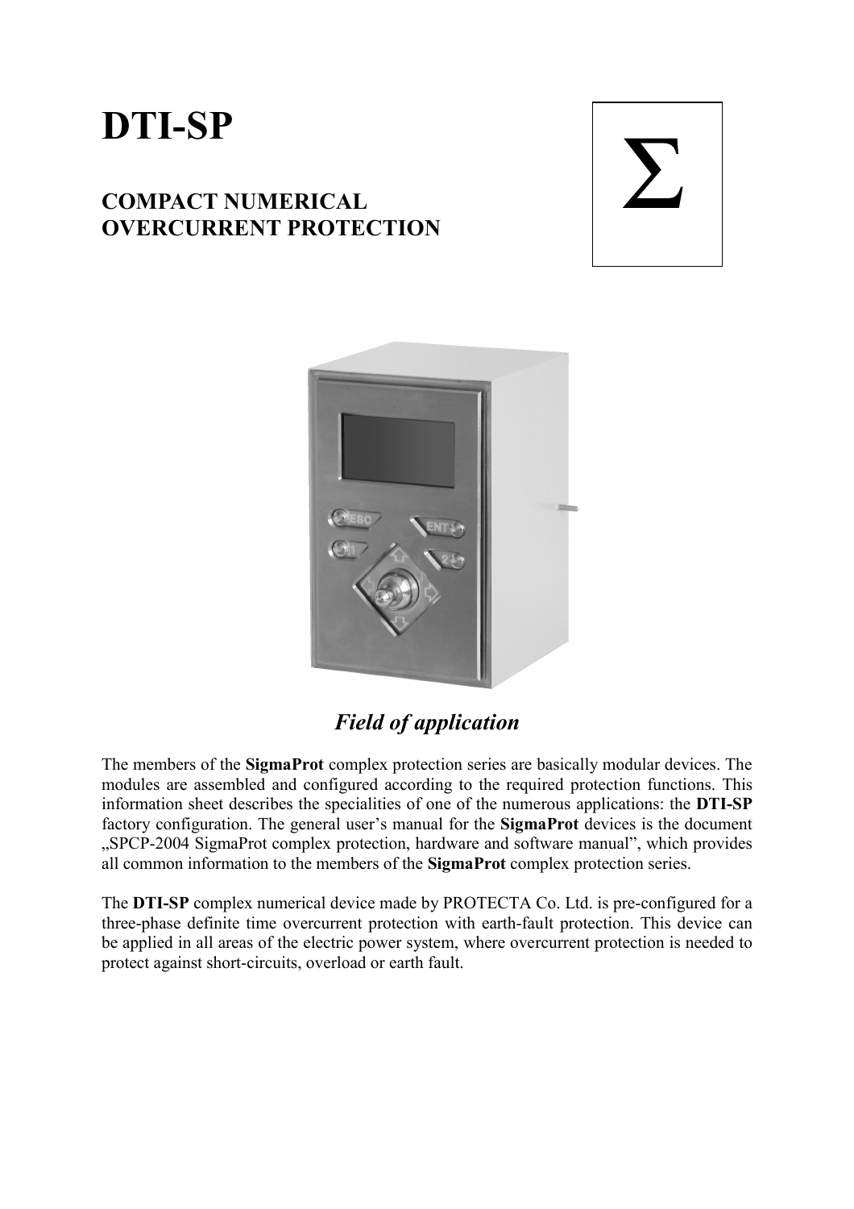# DTI-SP

## COMPACT NUMERICAL OVERCURRENT PROTECTION

Σ

### *Field of application*

The members of the **SigmaProt** complex protection series are basically modular devices. The modules are assembled and configured according to the required protection functions. This information sheet describes the specialities of one of the numerous applications: the **DTI-SP** factory configuration. The general user's manual for the **SigmaProt** devices is the document „SPCP-2004 SigmaProt complex protection, hardware and software manual", which provides all common information to the members of the **SigmaProt** complex protection series.

The **DTI-SP** complex numerical device made by PROTECTA Co. Ltd. is pre-configured for a three-phase definite time overcurrent protection with earth-fault protection. This device can be applied in all areas of the electric power system, where overcurrent protection is needed to protect against short-circuits, overload or earth fault.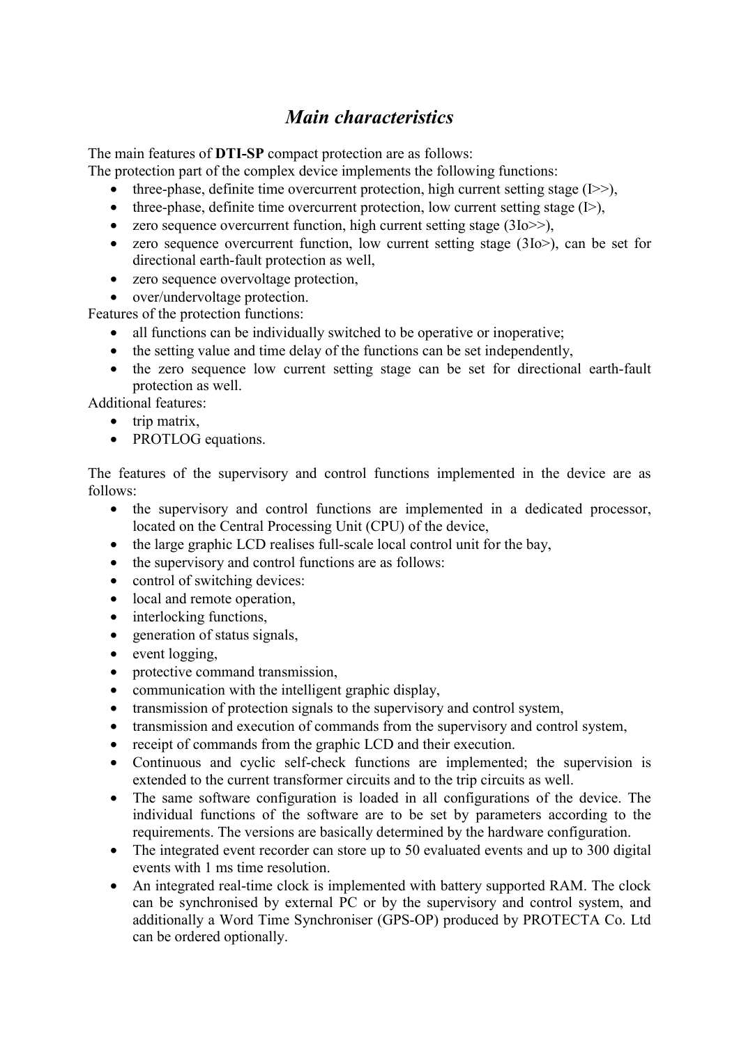# *Main characteristics*

The main features of **DTI-SP** compact protection are as follows:
The protection part of the complex device implements the following functions:

- three-phase, definite time overcurrent protection, high current setting stage (I>>),
- three-phase, definite time overcurrent protection, low current setting stage (I>),
- zero sequence overcurrent function, high current setting stage (3Io>>),
- zero sequence overcurrent function, low current setting stage (3Io>), can be set for directional earth-fault protection as well,
- zero sequence overvoltage protection,
- over/undervoltage protection.

Features of the protection functions:

- all functions can be individually switched to be operative or inoperative;
- the setting value and time delay of the functions can be set independently,
- the zero sequence low current setting stage can be set for directional earth-fault protection as well.

Additional features:

- trip matrix,
- PROTLOG equations.

The features of the supervisory and control functions implemented in the device are as follows:

- the supervisory and control functions are implemented in a dedicated processor, located on the Central Processing Unit (CPU) of the device,
- the large graphic LCD realises full-scale local control unit for the bay,
- the supervisory and control functions are as follows:
- control of switching devices:
- local and remote operation,
- interlocking functions,
- generation of status signals,
- event logging,
- protective command transmission,
- communication with the intelligent graphic display,
- transmission of protection signals to the supervisory and control system,
- transmission and execution of commands from the supervisory and control system,
- receipt of commands from the graphic LCD and their execution.
- Continuous and cyclic self-check functions are implemented; the supervision is extended to the current transformer circuits and to the trip circuits as well.
- The same software configuration is loaded in all configurations of the device. The individual functions of the software are to be set by parameters according to the requirements. The versions are basically determined by the hardware configuration.
- The integrated event recorder can store up to 50 evaluated events and up to 300 digital events with 1 ms time resolution.
- An integrated real-time clock is implemented with battery supported RAM. The clock can be synchronised by external PC or by the supervisory and control system, and additionally a Word Time Synchroniser (GPS-OP) produced by PROTECTA Co. Ltd can be ordered optionally.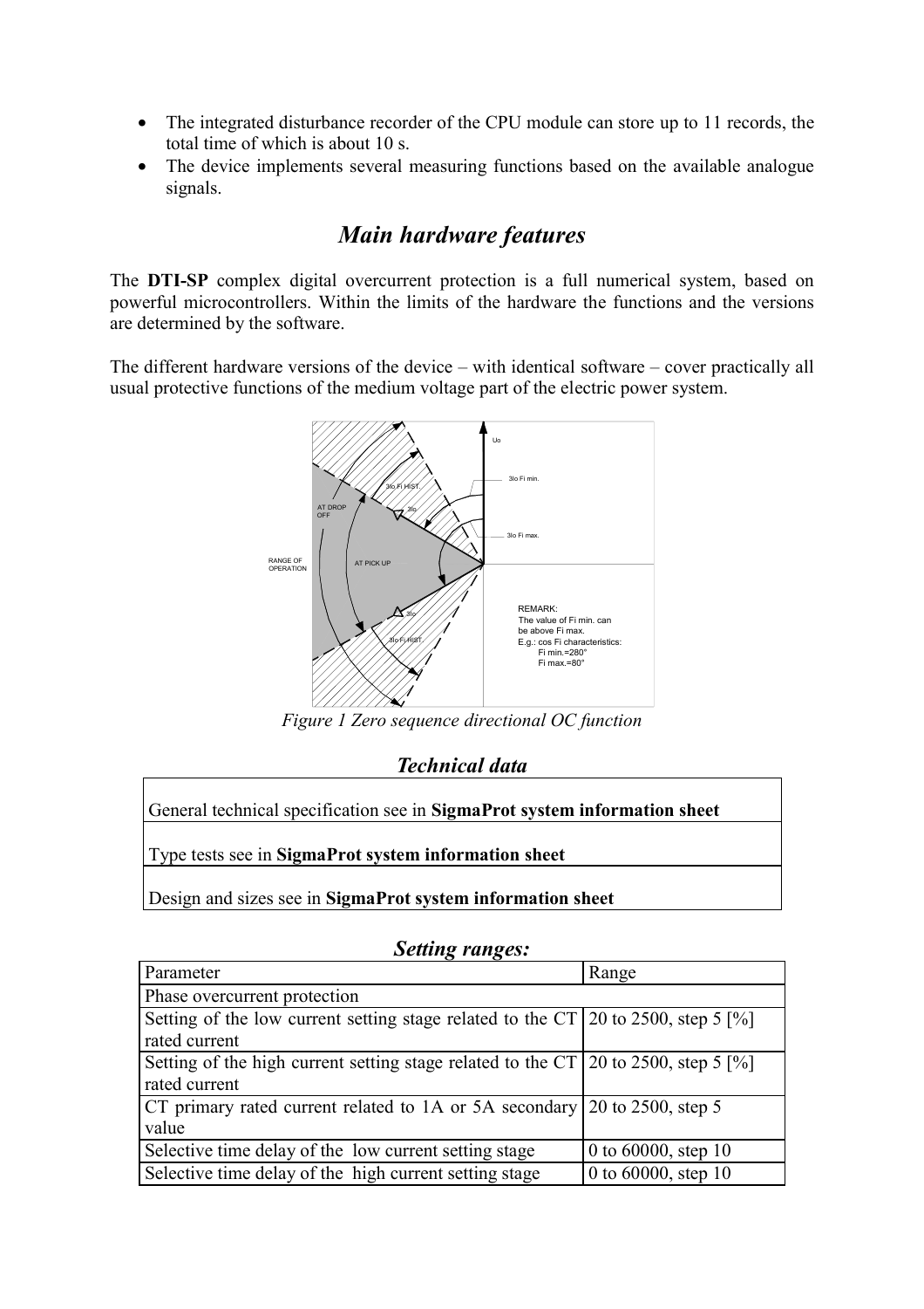- The integrated disturbance recorder of the CPU module can store up to 11 records, the total time of which is about 10 s.
- The device implements several measuring functions based on the available analogue signals.

## *Main hardware features*

The **DTI-SP** complex digital overcurrent protection is a full numerical system, based on powerful microcontrollers. Within the limits of the hardware the functions and the versions are determined by the software.

The different hardware versions of the device – with identical software – cover practically all usual protective functions of the medium voltage part of the electric power system.

*Figure 1 Zero sequence directional OC function*

## *Technical data*

| |
|---|
| General technical specification see in **SigmaProt system information sheet** |
| Type tests see in **SigmaProt system information sheet** |
| Design and sizes see in **SigmaProt system information sheet** |

## *Setting ranges:*

| Parameter | Range |
|---|---|
| Phase overcurrent protection | |
| Setting of the low current setting stage related to the CT rated current | 20 to 2500, step 5 [%] |
| Setting of the high current setting stage related to the CT rated current | 20 to 2500, step 5 [%] |
| CT primary rated current related to 1A or 5A secondary value | 20 to 2500, step 5 |
| Selective time delay of the low current setting stage | 0 to 60000, step 10 |
| Selective time delay of the high current setting stage | 0 to 60000, step 10 |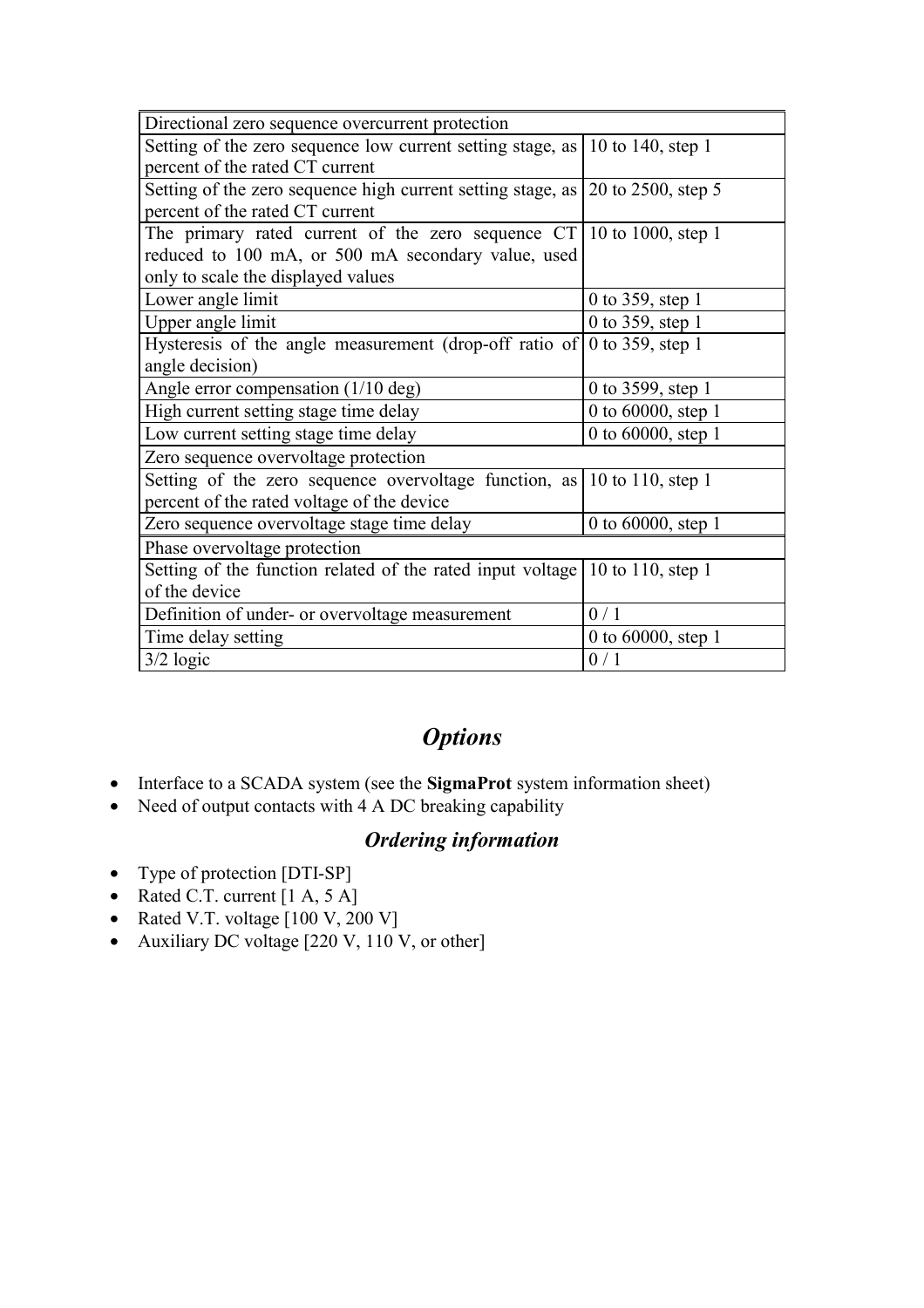| | |
|---|---|
| Directional zero sequence overcurrent protection | |
| Setting of the zero sequence low current setting stage, as percent of the rated CT current | 10 to 140, step 1 |
| Setting of the zero sequence high current setting stage, as percent of the rated CT current | 20 to 2500, step 5 |
| The primary rated current of the zero sequence CT reduced to 100 mA, or 500 mA secondary value, used only to scale the displayed values | 10 to 1000, step 1 |
| Lower angle limit | 0 to 359, step 1 |
| Upper angle limit | 0 to 359, step 1 |
| Hysteresis of the angle measurement (drop-off ratio of angle decision) | 0 to 359, step 1 |
| Angle error compensation (1/10 deg) | 0 to 3599, step 1 |
| High current setting stage time delay | 0 to 60000, step 1 |
| Low current setting stage time delay | 0 to 60000, step 1 |
| Zero sequence overvoltage protection | |
| Setting of the zero sequence overvoltage function, as percent of the rated voltage of the device | 10 to 110, step 1 |
| Zero sequence overvoltage stage time delay | 0 to 60000, step 1 |
| Phase overvoltage protection | |
| Setting of the function related of the rated input voltage of the device | 10 to 110, step 1 |
| Definition of under- or overvoltage measurement | 0 / 1 |
| Time delay setting | 0 to 60000, step 1 |
| 3/2 logic | 0 / 1 |

## *Options*

- Interface to a SCADA system (see the **SigmaProt** system information sheet)
- Need of output contacts with 4 A DC breaking capability

### *Ordering information*

- Type of protection [DTI-SP]
- Rated C.T. current [1 A, 5 A]
- Rated V.T. voltage [100 V, 200 V]
- Auxiliary DC voltage [220 V, 110 V, or other]